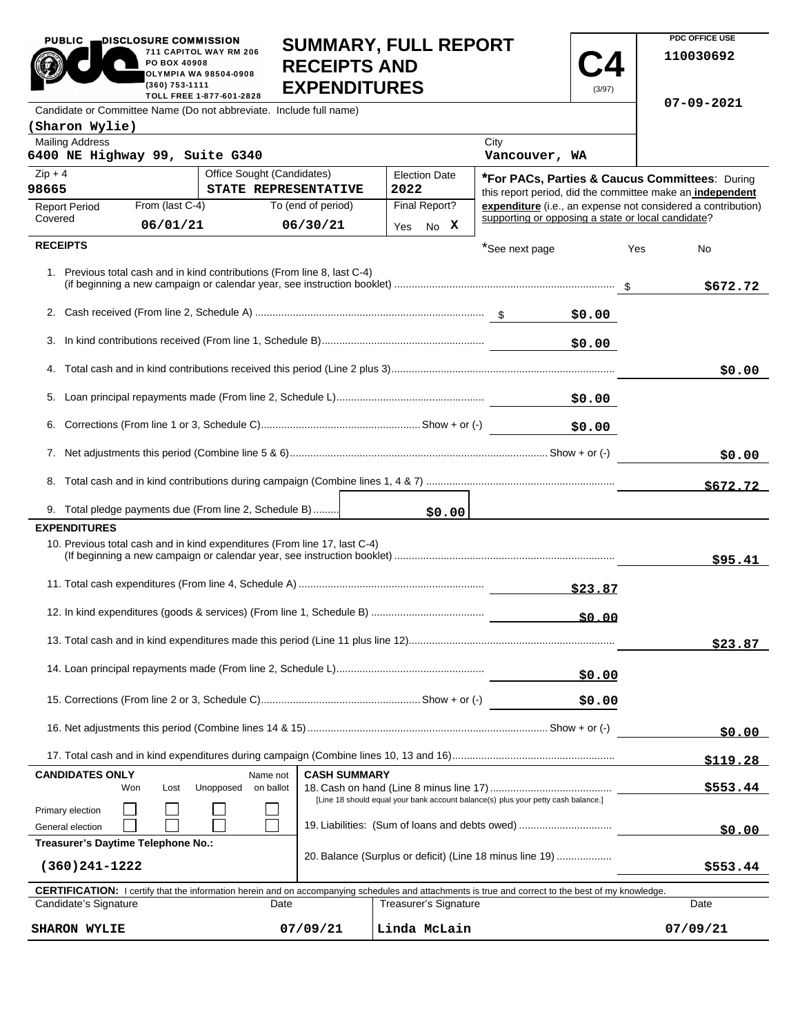PUBLIC DISCLOSURE COMMISSION
711 CAPITOL WAY RM 206
PO BOX 40908
OLYMPIA WA 98504-0908
(360) 753-1111
TOLL FREE 1-877-601-2828

# SUMMARY, FULL REPORT RECEIPTS AND EXPENDITURES

**C4** (3/97)

PDC OFFICE USE
110030692
07-09-2021

Candidate or Committee Name (Do not abbreviate. Include full name)
**(Sharon Wylie)**

| Mailing Address | City |
|---|---|
| 6400 NE Highway 99, Suite G340 | Vancouver, WA |

| Zip + 4 | Office Sought (Candidates) | Election Date |
|---|---|---|
| 98665 | STATE REPRESENTATIVE | 2022 |

| Report Period Covered | From (last C-4) | To (end of period) | Final Report? |
|---|---|---|---|
| | 06/01/21 | 06/30/21 | Yes No X |

***For PACs, Parties & Caucus Committees**: During this report period, did the committee make an **independent expenditure** (i.e., an expense not considered a contribution) supporting or opposing a state or local candidate?

*See next page Yes No

## RECEIPTS

| | | |
|---|---|---|
| 1. Previous total cash and in kind contributions (From line 8, last C-4) (if beginning a new campaign or calendar year, see instruction booklet) | | $672.72 |
| 2. Cash received (From line 2, Schedule A) | $0.00 | |
| 3. In kind contributions received (From line 1, Schedule B) | $0.00 | |
| 4. Total cash and in kind contributions received this period (Line 2 plus 3) | | $0.00 |
| 5. Loan principal repayments made (From line 2, Schedule L) | $0.00 | |
| 6. Corrections (From line 1 or 3, Schedule C) Show + or (-) | $0.00 | |
| 7. Net adjustments this period (Combine line 5 & 6) Show + or (-) | | $0.00 |
| 8. Total cash and in kind contributions during campaign (Combine lines 1, 4 & 7) | | $672.72 |
| 9. Total pledge payments due (From line 2, Schedule B) | $0.00 | |

## EXPENDITURES

| | | |
|---|---|---|
| 10. Previous total cash and in kind expenditures (From line 17, last C-4) (If beginning a new campaign or calendar year, see instruction booklet) | | $95.41 |
| 11. Total cash expenditures (From line 4, Schedule A) | $23.87 | |
| 12. In kind expenditures (goods & services) (From line 1, Schedule B) | $0.00 | |
| 13. Total cash and in kind expenditures made this period (Line 11 plus line 12) | | $23.87 |
| 14. Loan principal repayments made (From line 2, Schedule L) | $0.00 | |
| 15. Corrections (From line 2 or 3, Schedule C) Show + or (-) | $0.00 | |
| 16. Net adjustments this period (Combine lines 14 & 15) Show + or (-) | | $0.00 |
| 17. Total cash and in kind expenditures during campaign (Combine lines 10, 13 and 16) | | $119.28 |

**CANDIDATES ONLY**

| | Won | Lost | Unopposed | Name not on ballot |
|---|---|---|---|---|
| Primary election | ☐ | ☐ | ☐ | ☐ |
| General election | ☐ | ☐ | ☐ | ☐ |

**Treasurer's Daytime Telephone No.:** (360)241-1222

**CASH SUMMARY**

| | |
|---|---|
| 18. Cash on hand (Line 8 minus line 17) [Line 18 should equal your bank account balance(s) plus your petty cash balance.] | $553.44 |
| 19. Liabilities: (Sum of loans and debts owed) | $0.00 |
| 20. Balance (Surplus or deficit) (Line 18 minus line 19) | $553.44 |

**CERTIFICATION:** I certify that the information herein and on accompanying schedules and attachments is true and correct to the best of my knowledge.

| Candidate's Signature | Date | Treasurer's Signature | Date |
|---|---|---|---|
| SHARON WYLIE | 07/09/21 | Linda McLain | 07/09/21 |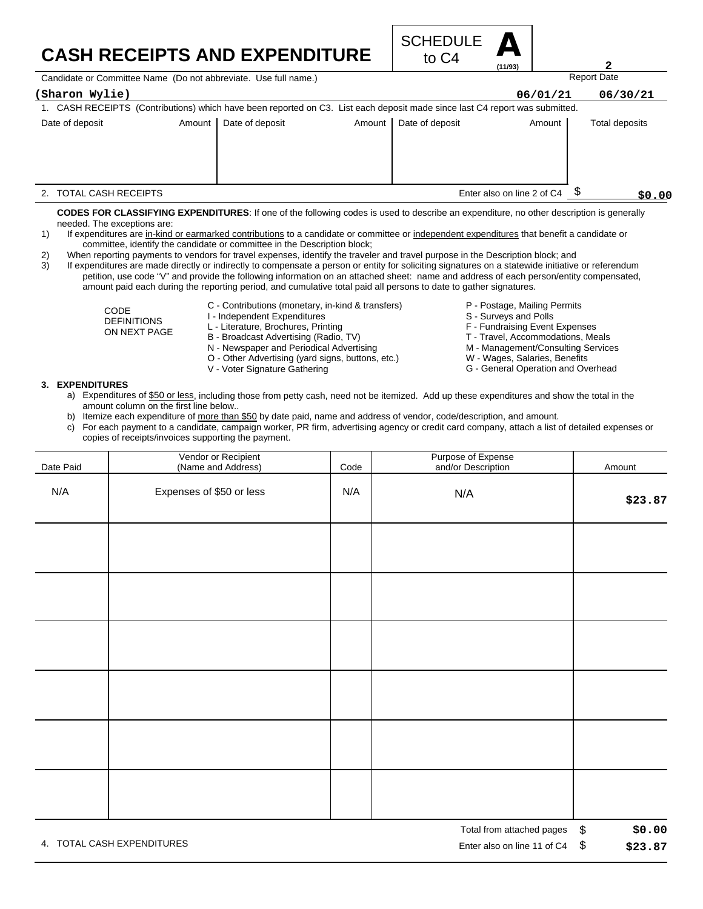# CASH RECEIPTS AND EXPENDITURE

SCHEDULE **A** to C4 (11/93)

**2**

Candidate or Committee Name (Do not abbreviate. Use full name.) | Report Date

**(Sharon Wylie)** **06/01/21** **06/30/21**

1. CASH RECEIPTS (Contributions) which have been reported on C3. List each deposit made since last C4 report was submitted.

| Date of deposit | Amount | Date of deposit | Amount | Date of deposit | Amount | Total deposits |
|---|---|---|---|---|---|---|
| | | | | | | |

2. TOTAL CASH RECEIPTS — Enter also on line 2 of C4 $ **$0.00**

**CODES FOR CLASSIFYING EXPENDITURES**: If one of the following codes is used to describe an expenditure, no other description is generally needed. The exceptions are:

1) If expenditures are in-kind or earmarked contributions to a candidate or committee or independent expenditures that benefit a candidate or committee, identify the candidate or committee in the Description block;
2) When reporting payments to vendors for travel expenses, identify the traveler and travel purpose in the Description block; and
3) If expenditures are made directly or indirectly to compensate a person or entity for soliciting signatures on a statewide initiative or referendum petition, use code "V" and provide the following information on an attached sheet: name and address of each person/entity compensated, amount paid each during the reporting period, and cumulative total paid all persons to date to gather signatures.

CODE DEFINITIONS ON NEXT PAGE

- C - Contributions (monetary, in-kind & transfers)
- I - Independent Expenditures
- L - Literature, Brochures, Printing
- B - Broadcast Advertising (Radio, TV)
- N - Newspaper and Periodical Advertising
- O - Other Advertising (yard signs, buttons, etc.)
- V - Voter Signature Gathering
- P - Postage, Mailing Permits
- S - Surveys and Polls
- F - Fundraising Event Expenses
- T - Travel, Accommodations, Meals
- M - Management/Consulting Services
- W - Wages, Salaries, Benefits
- G - General Operation and Overhead

**3. EXPENDITURES**

a) Expenditures of $50 or less, including those from petty cash, need not be itemized. Add up these expenditures and show the total in the amount column on the first line below..
b) Itemize each expenditure of more than $50 by date paid, name and address of vendor, code/description, and amount.
c) For each payment to a candidate, campaign worker, PR firm, advertising agency or credit card company, attach a list of detailed expenses or copies of receipts/invoices supporting the payment.

| Date Paid | Vendor or Recipient (Name and Address) | Code | Purpose of Expense and/or Description | Amount |
|---|---|---|---|---|
| N/A | Expenses of $50 or less | N/A | N/A | **$23.87** |
| | | | | |
| | | | | |
| | | | | |
| | | | | |
| | | | | |
| | | | | |

Total from attached pages $ **$0.00**

4. TOTAL CASH EXPENDITURES — Enter also on line 11 of C4 $ **$23.87**